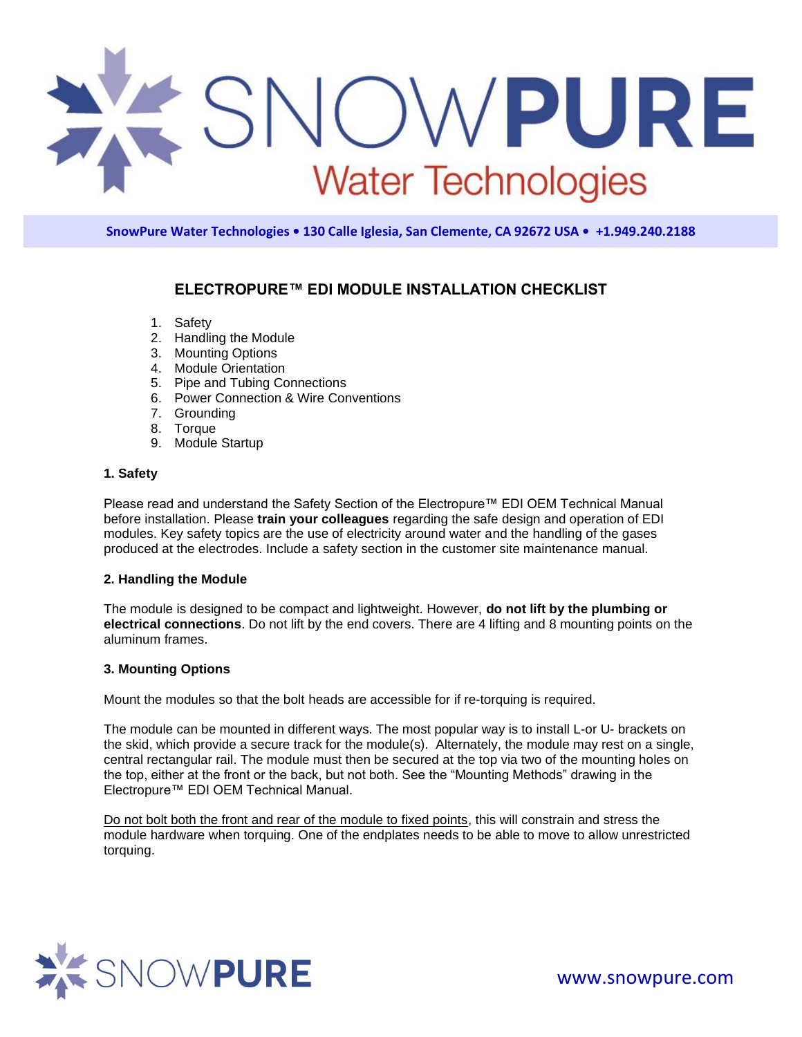SnowPure Water Technologies • 130 Calle Iglesia, San Clemente, CA 92672 USA • +1.949.240.2188

# ELECTROPURE™ EDI MODULE INSTALLATION CHECKLIST

1. Safety
2. Handling the Module
3. Mounting Options
4. Module Orientation
5. Pipe and Tubing Connections
6. Power Connection & Wire Conventions
7. Grounding
8. Torque
9. Module Startup

### 1. Safety

Please read and understand the Safety Section of the Electropure™ EDI OEM Technical Manual before installation. Please **train your colleagues** regarding the safe design and operation of EDI modules. Key safety topics are the use of electricity around water and the handling of the gases produced at the electrodes. Include a safety section in the customer site maintenance manual.

### 2. Handling the Module

The module is designed to be compact and lightweight. However, **do not lift by the plumbing or electrical connections**. Do not lift by the end covers. There are 4 lifting and 8 mounting points on the aluminum frames.

### 3. Mounting Options

Mount the modules so that the bolt heads are accessible for if re-torquing is required.

The module can be mounted in different ways. The most popular way is to install L-or U- brackets on the skid, which provide a secure track for the module(s). Alternately, the module may rest on a single, central rectangular rail. The module must then be secured at the top via two of the mounting holes on the top, either at the front or the back, but not both. See the "Mounting Methods" drawing in the Electropure™ EDI OEM Technical Manual.

<u>Do not bolt both the front and rear of the module to fixed points</u>, this will constrain and stress the module hardware when torquing. One of the endplates needs to be able to move to allow unrestricted torquing.

www.snowpure.com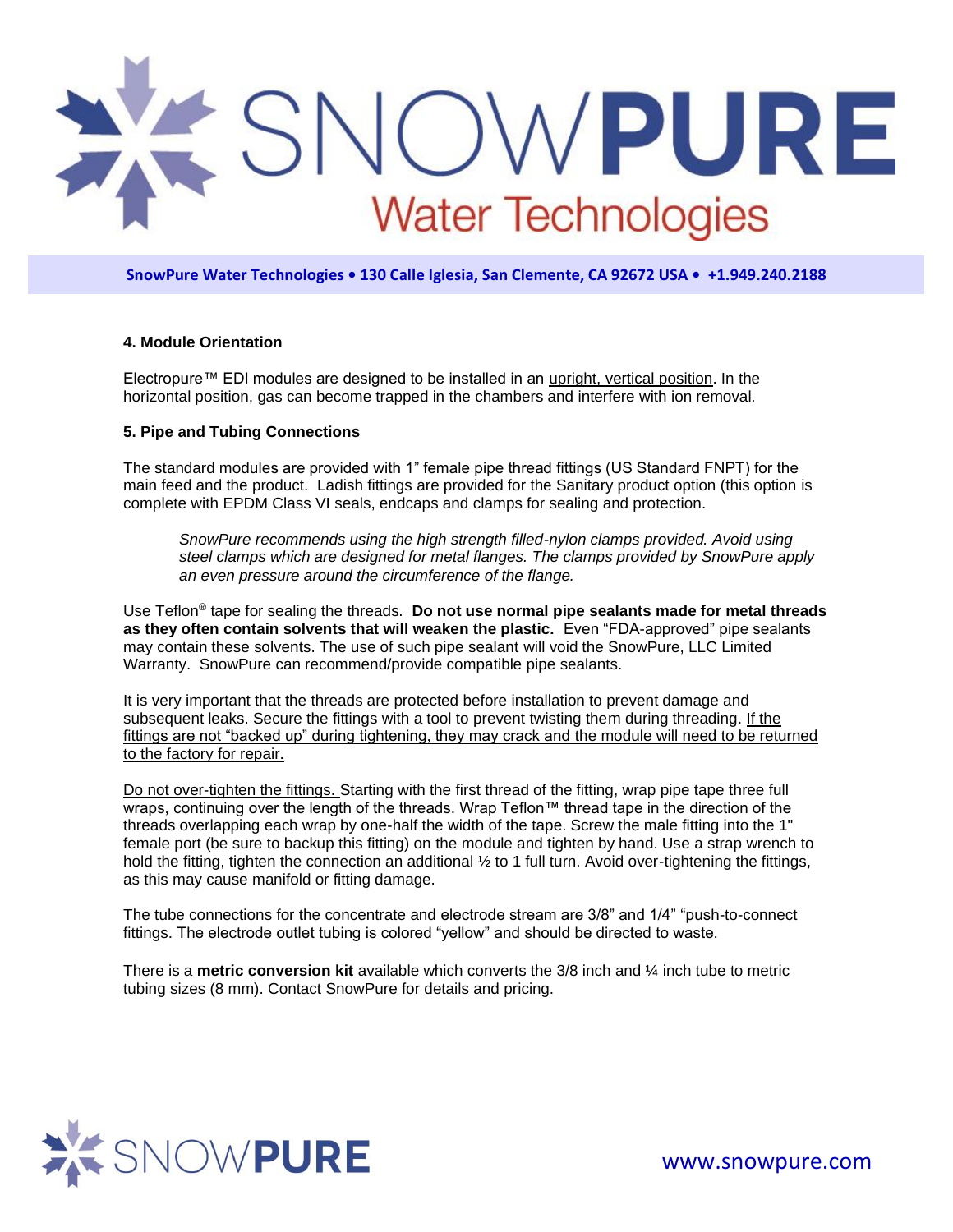### 4. Module Orientation

Electropure™ EDI modules are designed to be installed in an upright, vertical position. In the horizontal position, gas can become trapped in the chambers and interfere with ion removal.

### 5. Pipe and Tubing Connections

The standard modules are provided with 1" female pipe thread fittings (US Standard FNPT) for the main feed and the product. Ladish fittings are provided for the Sanitary product option (this option is complete with EPDM Class VI seals, endcaps and clamps for sealing and protection.

> *SnowPure recommends using the high strength filled-nylon clamps provided. Avoid using steel clamps which are designed for metal flanges. The clamps provided by SnowPure apply an even pressure around the circumference of the flange.*

Use Teflon® tape for sealing the threads. **Do not use normal pipe sealants made for metal threads as they often contain solvents that will weaken the plastic.** Even "FDA-approved" pipe sealants may contain these solvents. The use of such pipe sealant will void the SnowPure, LLC Limited Warranty. SnowPure can recommend/provide compatible pipe sealants.

It is very important that the threads are protected before installation to prevent damage and subsequent leaks. Secure the fittings with a tool to prevent twisting them during threading. If the fittings are not "backed up" during tightening, they may crack and the module will need to be returned to the factory for repair.

Do not over-tighten the fittings. Starting with the first thread of the fitting, wrap pipe tape three full wraps, continuing over the length of the threads. Wrap Teflon™ thread tape in the direction of the threads overlapping each wrap by one-half the width of the tape. Screw the male fitting into the 1" female port (be sure to backup this fitting) on the module and tighten by hand. Use a strap wrench to hold the fitting, tighten the connection an additional ½ to 1 full turn. Avoid over-tightening the fittings, as this may cause manifold or fitting damage.

The tube connections for the concentrate and electrode stream are 3/8" and 1/4" "push-to-connect fittings. The electrode outlet tubing is colored "yellow" and should be directed to waste.

There is a **metric conversion kit** available which converts the 3/8 inch and ¼ inch tube to metric tubing sizes (8 mm). Contact SnowPure for details and pricing.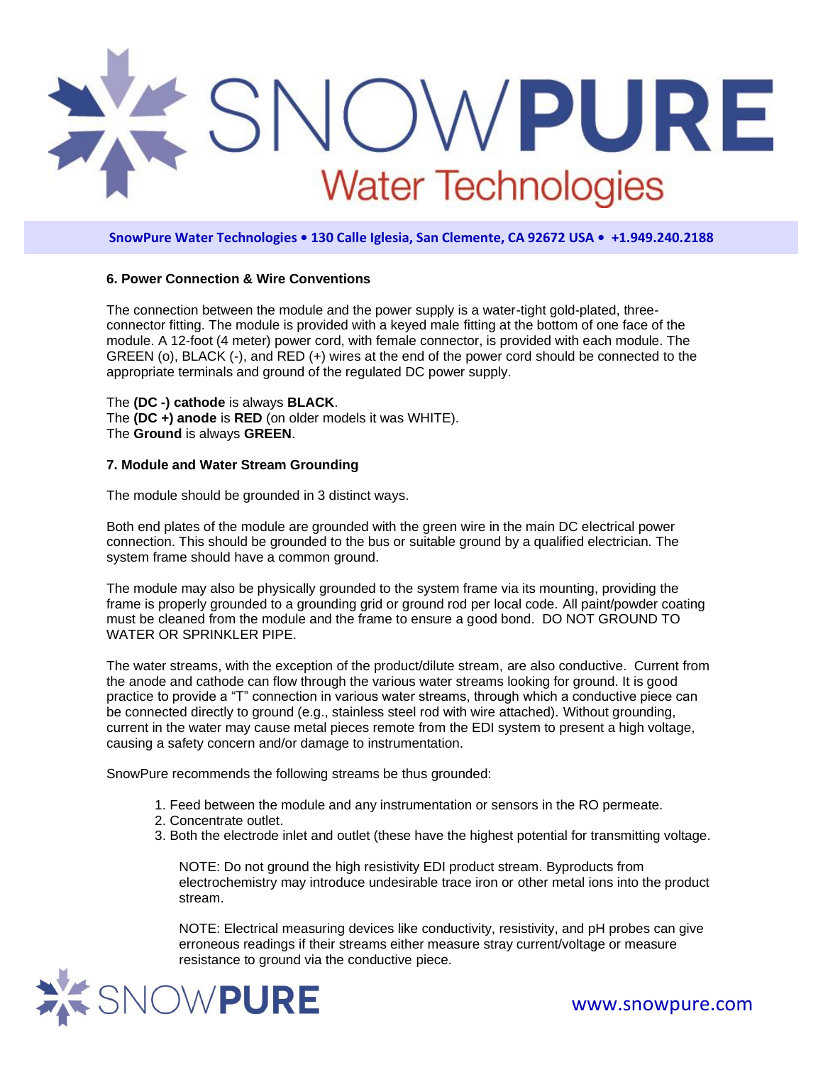### 6. Power Connection & Wire Conventions

The connection between the module and the power supply is a water-tight gold-plated, three-connector fitting. The module is provided with a keyed male fitting at the bottom of one face of the module. A 12-foot (4 meter) power cord, with female connector, is provided with each module. The GREEN (o), BLACK (-), and RED (+) wires at the end of the power cord should be connected to the appropriate terminals and ground of the regulated DC power supply.

The **(DC -) cathode** is always **BLACK**.
The **(DC +) anode** is **RED** (on older models it was WHITE).
The **Ground** is always **GREEN**.

### 7. Module and Water Stream Grounding

The module should be grounded in 3 distinct ways.

Both end plates of the module are grounded with the green wire in the main DC electrical power connection. This should be grounded to the bus or suitable ground by a qualified electrician. The system frame should have a common ground.

The module may also be physically grounded to the system frame via its mounting, providing the frame is properly grounded to a grounding grid or ground rod per local code. All paint/powder coating must be cleaned from the module and the frame to ensure a good bond. DO NOT GROUND TO WATER OR SPRINKLER PIPE.

The water streams, with the exception of the product/dilute stream, are also conductive. Current from the anode and cathode can flow through the various water streams looking for ground. It is good practice to provide a "T" connection in various water streams, through which a conductive piece can be connected directly to ground (e.g., stainless steel rod with wire attached). Without grounding, current in the water may cause metal pieces remote from the EDI system to present a high voltage, causing a safety concern and/or damage to instrumentation.

SnowPure recommends the following streams be thus grounded:

1. Feed between the module and any instrumentation or sensors in the RO permeate.
2. Concentrate outlet.
3. Both the electrode inlet and outlet (these have the highest potential for transmitting voltage.

NOTE: Do not ground the high resistivity EDI product stream. Byproducts from electrochemistry may introduce undesirable trace iron or other metal ions into the product stream.

NOTE: Electrical measuring devices like conductivity, resistivity, and pH probes can give erroneous readings if their streams either measure stray current/voltage or measure resistance to ground via the conductive piece.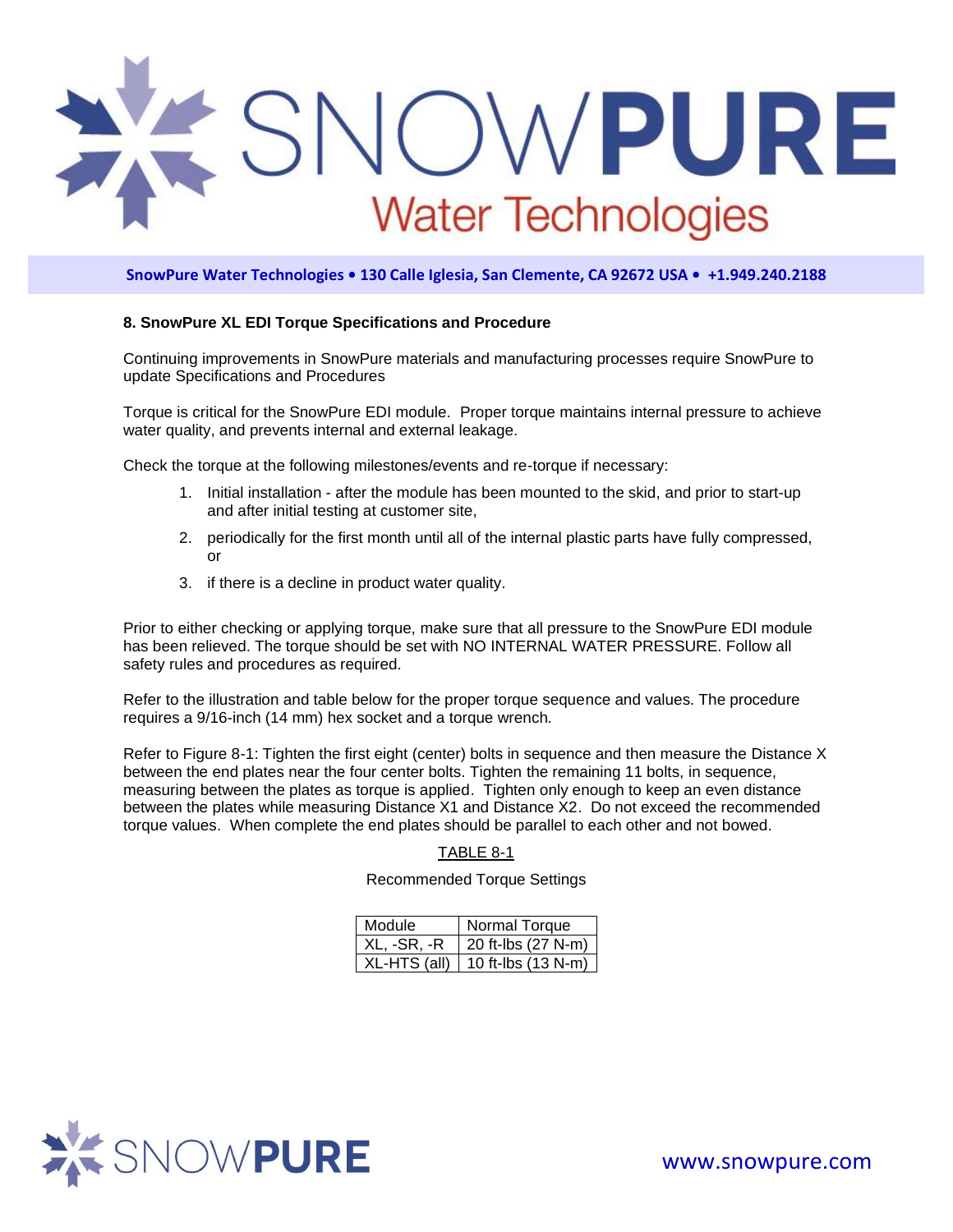## 8. SnowPure XL EDI Torque Specifications and Procedure

Continuing improvements in SnowPure materials and manufacturing processes require SnowPure to update Specifications and Procedures

Torque is critical for the SnowPure EDI module. Proper torque maintains internal pressure to achieve water quality, and prevents internal and external leakage.

Check the torque at the following milestones/events and re-torque if necessary:

1. Initial installation - after the module has been mounted to the skid, and prior to start-up and after initial testing at customer site,
2. periodically for the first month until all of the internal plastic parts have fully compressed, or
3. if there is a decline in product water quality.

Prior to either checking or applying torque, make sure that all pressure to the SnowPure EDI module has been relieved. The torque should be set with NO INTERNAL WATER PRESSURE. Follow all safety rules and procedures as required.

Refer to the illustration and table below for the proper torque sequence and values. The procedure requires a 9/16-inch (14 mm) hex socket and a torque wrench.

Refer to Figure 8-1: Tighten the first eight (center) bolts in sequence and then measure the Distance X between the end plates near the four center bolts. Tighten the remaining 11 bolts, in sequence, measuring between the plates as torque is applied. Tighten only enough to keep an even distance between the plates while measuring Distance X1 and Distance X2. Do not exceed the recommended torque values. When complete the end plates should be parallel to each other and not bowed.

TABLE 8-1

Recommended Torque Settings

| Module | Normal Torque |
|---|---|
| XL, -SR, -R | 20 ft-lbs (27 N-m) |
| XL-HTS (all) | 10 ft-lbs (13 N-m) |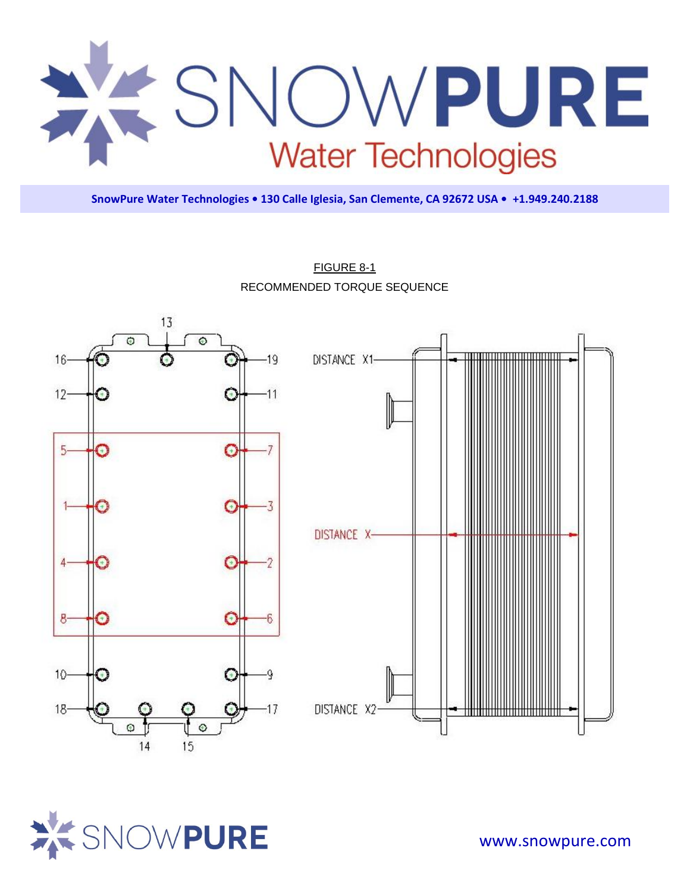SnowPure Water Technologies • 130 Calle Iglesia, San Clemente, CA 92672 USA • +1.949.240.2188

FIGURE 8-1

RECOMMENDED TORQUE SEQUENCE

www.snowpure.com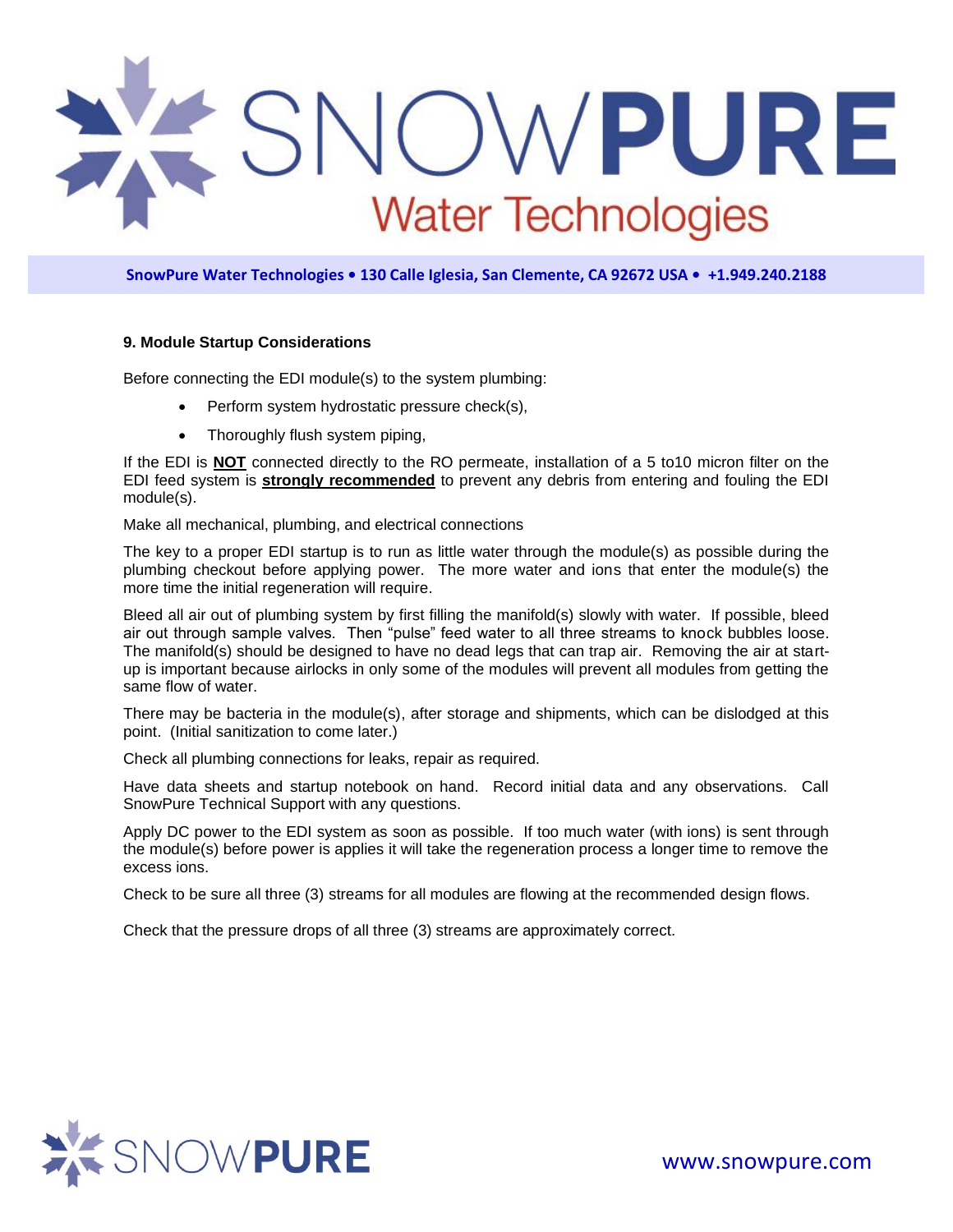### 9. Module Startup Considerations

Before connecting the EDI module(s) to the system plumbing:

- Perform system hydrostatic pressure check(s),
- Thoroughly flush system piping,

If the EDI is **NOT** connected directly to the RO permeate, installation of a 5 to10 micron filter on the EDI feed system is **strongly recommended** to prevent any debris from entering and fouling the EDI module(s).

Make all mechanical, plumbing, and electrical connections

The key to a proper EDI startup is to run as little water through the module(s) as possible during the plumbing checkout before applying power. The more water and ions that enter the module(s) the more time the initial regeneration will require.

Bleed all air out of plumbing system by first filling the manifold(s) slowly with water. If possible, bleed air out through sample valves. Then "pulse" feed water to all three streams to knock bubbles loose. The manifold(s) should be designed to have no dead legs that can trap air. Removing the air at start-up is important because airlocks in only some of the modules will prevent all modules from getting the same flow of water.

There may be bacteria in the module(s), after storage and shipments, which can be dislodged at this point. (Initial sanitization to come later.)

Check all plumbing connections for leaks, repair as required.

Have data sheets and startup notebook on hand. Record initial data and any observations. Call SnowPure Technical Support with any questions.

Apply DC power to the EDI system as soon as possible. If too much water (with ions) is sent through the module(s) before power is applies it will take the regeneration process a longer time to remove the excess ions.

Check to be sure all three (3) streams for all modules are flowing at the recommended design flows.

Check that the pressure drops of all three (3) streams are approximately correct.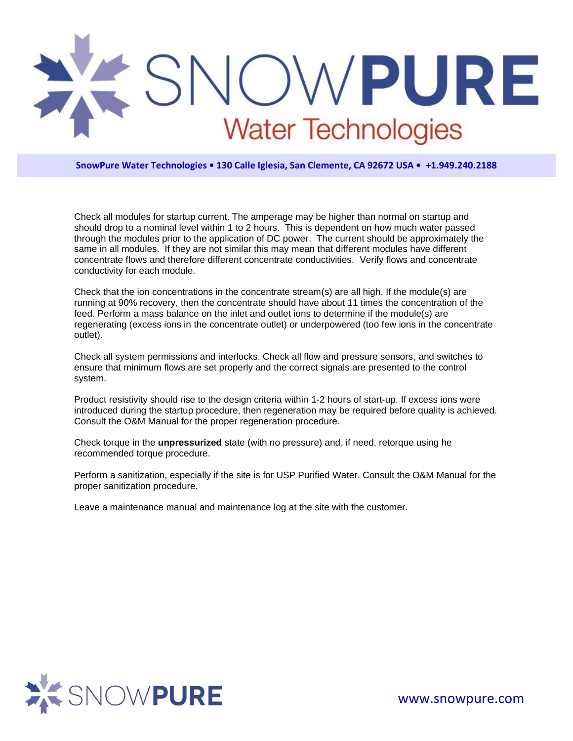Check all modules for startup current. The amperage may be higher than normal on startup and should drop to a nominal level within 1 to 2 hours. This is dependent on how much water passed through the modules prior to the application of DC power. The current should be approximately the same in all modules. If they are not similar this may mean that different modules have different concentrate flows and therefore different concentrate conductivities. Verify flows and concentrate conductivity for each module.

Check that the ion concentrations in the concentrate stream(s) are all high. If the module(s) are running at 90% recovery, then the concentrate should have about 11 times the concentration of the feed. Perform a mass balance on the inlet and outlet ions to determine if the module(s) are regenerating (excess ions in the concentrate outlet) or underpowered (too few ions in the concentrate outlet).

Check all system permissions and interlocks. Check all flow and pressure sensors, and switches to ensure that minimum flows are set properly and the correct signals are presented to the control system.

Product resistivity should rise to the design criteria within 1-2 hours of start-up. If excess ions were introduced during the startup procedure, then regeneration may be required before quality is achieved. Consult the O&M Manual for the proper regeneration procedure.

Check torque in the **unpressurized** state (with no pressure) and, if need, retorque using he recommended torque procedure.

Perform a sanitization, especially if the site is for USP Purified Water. Consult the O&M Manual for the proper sanitization procedure.

Leave a maintenance manual and maintenance log at the site with the customer.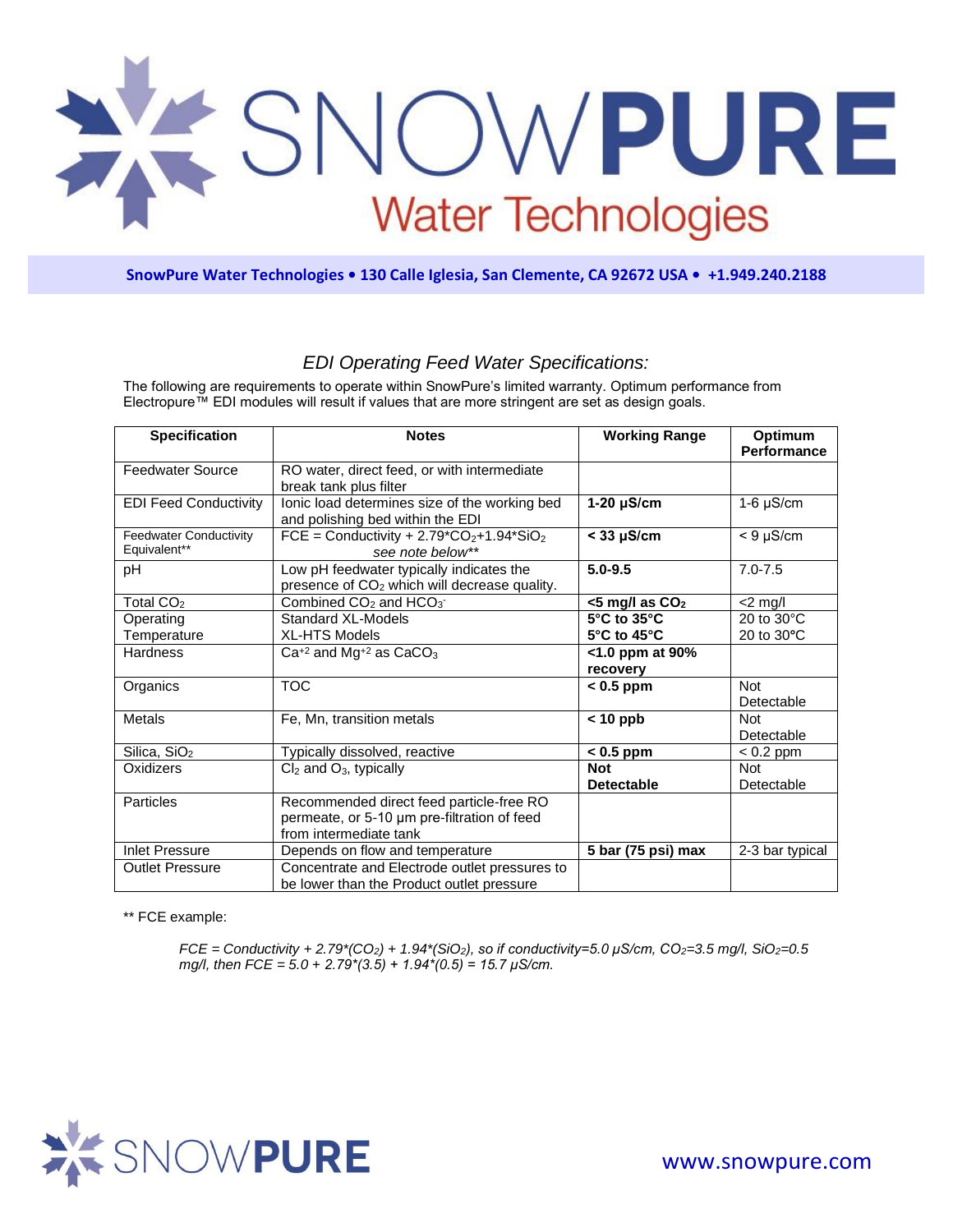# SNOWPURE Water Technologies

**SnowPure Water Technologies • 130 Calle Iglesia, San Clemente, CA 92672 USA • +1.949.240.2188**

## *EDI Operating Feed Water Specifications:*

The following are requirements to operate within SnowPure's limited warranty. Optimum performance from Electropure™ EDI modules will result if values that are more stringent are set as design goals.

| Specification | Notes | Working Range | Optimum Performance |
|---|---|---|---|
| Feedwater Source | RO water, direct feed, or with intermediate break tank plus filter | | |
| EDI Feed Conductivity | Ionic load determines size of the working bed and polishing bed within the EDI | **1-20 µS/cm** | 1-6 µS/cm |
| Feedwater Conductivity Equivalent** | FCE = Conductivity + $2.79*CO_2$+$1.94*SiO_2$ *see note below*** | **< 33 µS/cm** | < 9 µS/cm |
| pH | Low pH feedwater typically indicates the presence of $CO_2$ which will decrease quality. | **5.0-9.5** | 7.0-7.5 |
| Total $CO_2$ | Combined $CO_2$ and $HCO_3^-$ | **<5 mg/l as $CO_2$** | <2 mg/l |
| Operating Temperature | Standard XL-Models<br>XL-HTS Models | **5°C to 35°C**<br>**5°C to 45°C** | 20 to 30°C<br>20 to 30°C |
| Hardness | $Ca^{+2}$ and $Mg^{+2}$ as $CaCO_3$ | **<1.0 ppm at 90% recovery** | |
| Organics | TOC | **< 0.5 ppm** | Not Detectable |
| Metals | Fe, Mn, transition metals | **< 10 ppb** | Not Detectable |
| Silica, $SiO_2$ | Typically dissolved, reactive | **< 0.5 ppm** | < 0.2 ppm |
| Oxidizers | $Cl_2$ and $O_3$, typically | **Not Detectable** | Not Detectable |
| Particles | Recommended direct feed particle-free RO permeate, or 5-10 µm pre-filtration of feed from intermediate tank | | |
| Inlet Pressure | Depends on flow and temperature | **5 bar (75 psi) max** | 2-3 bar typical |
| Outlet Pressure | Concentrate and Electrode outlet pressures to be lower than the Product outlet pressure | | |

** FCE example:

*FCE = Conductivity + 2.79*($CO_2$) + 1.94*($SiO_2$), so if conductivity=5.0 µS/cm, $CO_2$=3.5 mg/l, $SiO_2$=0.5 mg/l, then FCE = 5.0 + 2.79*(3.5) + 1.94*(0.5) = 15.7 µS/cm.*

SNOWPURE

www.snowpure.com